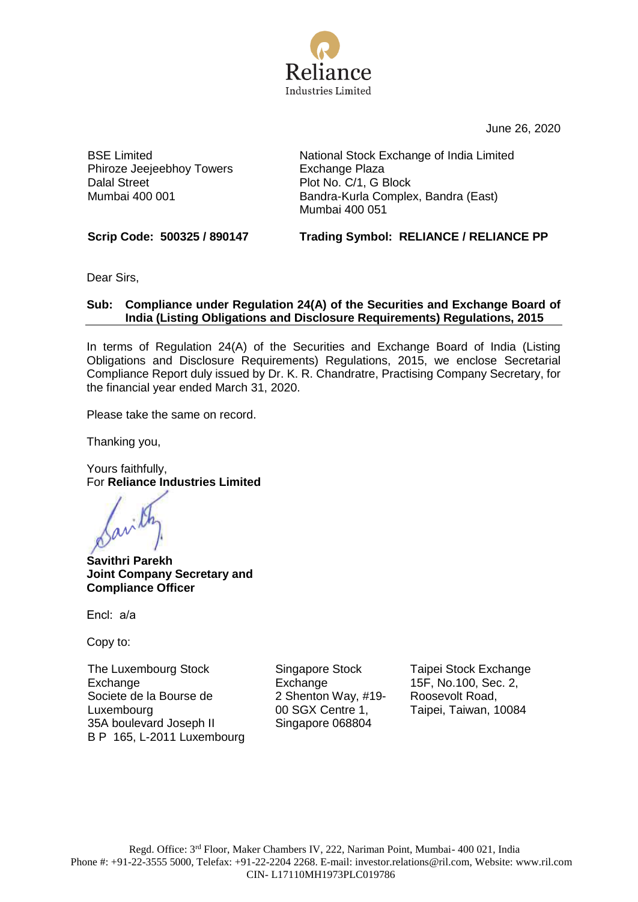**Reliance**
Industries Limited

June 26, 2020

| | |
|---|---|
| BSE Limited<br>Phiroze Jeejeebhoy Towers<br>Dalal Street<br>Mumbai 400 001 | National Stock Exchange of India Limited<br>Exchange Plaza<br>Plot No. C/1, G Block<br>Bandra-Kurla Complex, Bandra (East)<br>Mumbai 400 051 |
| **Scrip Code: 500325 / 890147** | **Trading Symbol: RELIANCE / RELIANCE PP** |

Dear Sirs,

**Sub: Compliance under Regulation 24(A) of the Securities and Exchange Board of India (Listing Obligations and Disclosure Requirements) Regulations, 2015**

In terms of Regulation 24(A) of the Securities and Exchange Board of India (Listing Obligations and Disclosure Requirements) Regulations, 2015, we enclose Secretarial Compliance Report duly issued by Dr. K. R. Chandratre, Practising Company Secretary, for the financial year ended March 31, 2020.

Please take the same on record.

Thanking you,

Yours faithfully,
For **Reliance Industries Limited**

**Savithri Parekh**
**Joint Company Secretary and Compliance Officer**

Encl: a/a

Copy to:

| | | |
|---|---|---|
| The Luxembourg Stock Exchange<br>Societe de la Bourse de Luxembourg<br>35A boulevard Joseph II<br>B P 165, L-2011 Luxembourg | Singapore Stock Exchange<br>2 Shenton Way, #19-00 SGX Centre 1,<br>Singapore 068804 | Taipei Stock Exchange<br>15F, No.100, Sec. 2,<br>Roosevolt Road,<br>Taipei, Taiwan, 10084 |

Regd. Office: 3rd Floor, Maker Chambers IV, 222, Nariman Point, Mumbai- 400 021, India
Phone #: +91-22-3555 5000, Telefax: +91-22-2204 2268. E-mail: investor.relations@ril.com, Website: www.ril.com
CIN- L17110MH1973PLC019786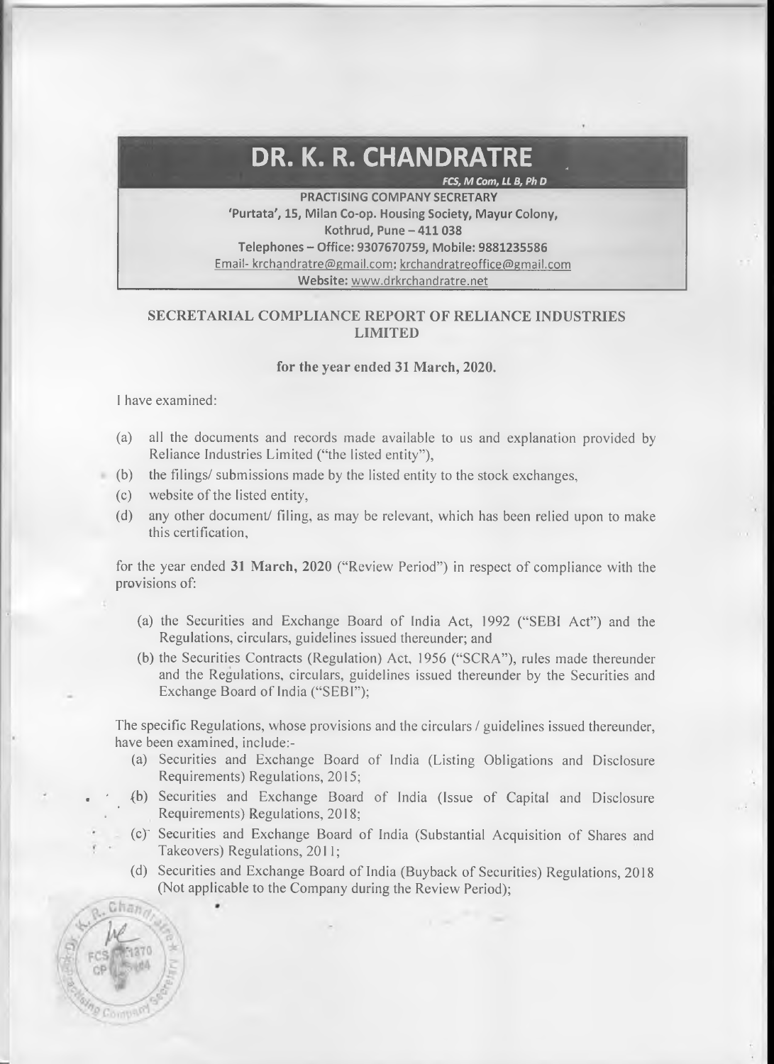# DR. K. R. CHANDRATRE

*FCS, M Com, LL B, Ph D*

**PRACTISING COMPANY SECRETARY**
**'Purtata', 15, Milan Co-op. Housing Society, Mayur Colony,**
**Kothrud, Pune – 411 038**
**Telephones – Office: 9307670759, Mobile: 9881235586**
Email- krchandratre@gmail.com; krchandratreoffice@gmail.com
**Website:** www.drkrchandratre.net

## SECRETARIAL COMPLIANCE REPORT OF RELIANCE INDUSTRIES LIMITED

**for the year ended 31 March, 2020.**

I have examined:

(a) all the documents and records made available to us and explanation provided by Reliance Industries Limited ("the listed entity"),

(b) the filings/ submissions made by the listed entity to the stock exchanges,

(c) website of the listed entity,

(d) any other document/ filing, as may be relevant, which has been relied upon to make this certification,

for the year ended **31 March, 2020** ("Review Period") in respect of compliance with the provisions of:

(a) the Securities and Exchange Board of India Act, 1992 ("SEBI Act") and the Regulations, circulars, guidelines issued thereunder; and

(b) the Securities Contracts (Regulation) Act, 1956 ("SCRA"), rules made thereunder and the Regulations, circulars, guidelines issued thereunder by the Securities and Exchange Board of India ("SEBI");

The specific Regulations, whose provisions and the circulars / guidelines issued thereunder, have been examined, include:-

(a) Securities and Exchange Board of India (Listing Obligations and Disclosure Requirements) Regulations, 2015;

(b) Securities and Exchange Board of India (Issue of Capital and Disclosure Requirements) Regulations, 2018;

(c) Securities and Exchange Board of India (Substantial Acquisition of Shares and Takeovers) Regulations, 2011;

(d) Securities and Exchange Board of India (Buyback of Securities) Regulations, 2018 (Not applicable to the Company during the Review Period);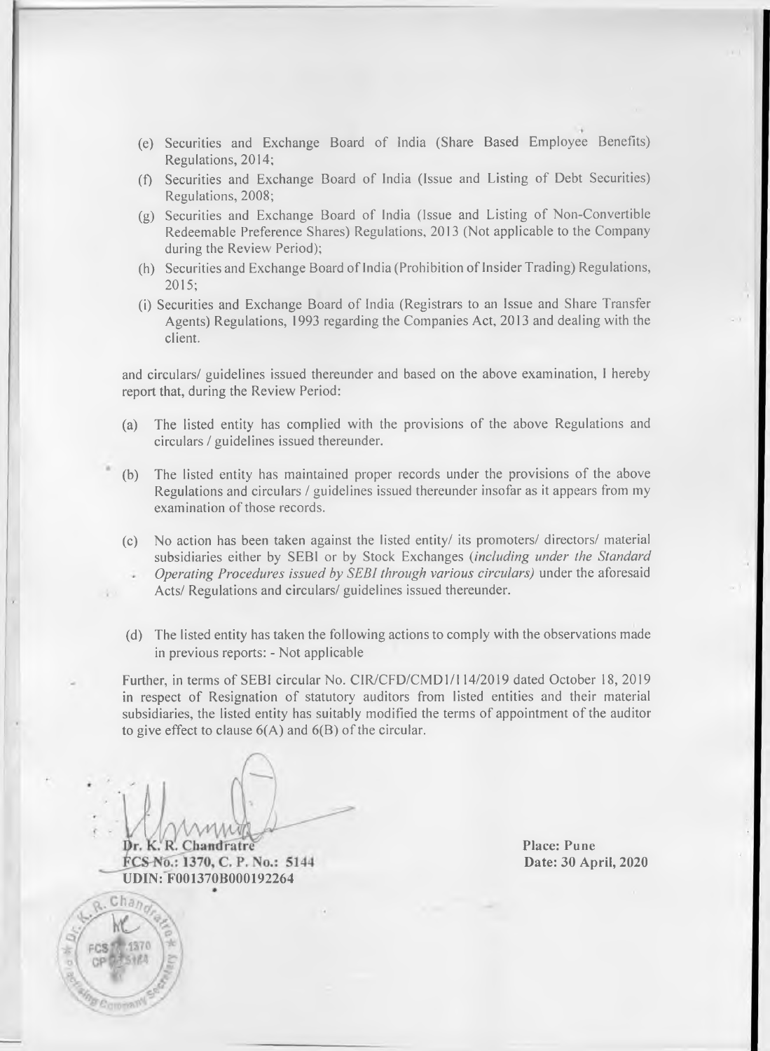(e) Securities and Exchange Board of India (Share Based Employee Benefits) Regulations, 2014;

(f) Securities and Exchange Board of India (Issue and Listing of Debt Securities) Regulations, 2008;

(g) Securities and Exchange Board of India (Issue and Listing of Non-Convertible Redeemable Preference Shares) Regulations, 2013 (Not applicable to the Company during the Review Period);

(h) Securities and Exchange Board of India (Prohibition of Insider Trading) Regulations, 2015;

(i) Securities and Exchange Board of India (Registrars to an Issue and Share Transfer Agents) Regulations, 1993 regarding the Companies Act, 2013 and dealing with the client.

and circulars/ guidelines issued thereunder and based on the above examination, I hereby report that, during the Review Period:

(a) The listed entity has complied with the provisions of the above Regulations and circulars / guidelines issued thereunder.

(b) The listed entity has maintained proper records under the provisions of the above Regulations and circulars / guidelines issued thereunder insofar as it appears from my examination of those records.

(c) No action has been taken against the listed entity/ its promoters/ directors/ material subsidiaries either by SEBI or by Stock Exchanges (*including under the Standard Operating Procedures issued by SEBI through various circulars*) under the aforesaid Acts/ Regulations and circulars/ guidelines issued thereunder.

(d) The listed entity has taken the following actions to comply with the observations made in previous reports: - Not applicable

Further, in terms of SEBI circular No. CIR/CFD/CMD1/114/2019 dated October 18, 2019 in respect of Resignation of statutory auditors from listed entities and their material subsidiaries, the listed entity has suitably modified the terms of appointment of the auditor to give effect to clause 6(A) and 6(B) of the circular.

**Dr. K. R. Chandratre**
**FCS No.: 1370, C. P. No.: 5144**
**UDIN: F001370B000192264**

**Place: Pune**
**Date: 30 April, 2020**